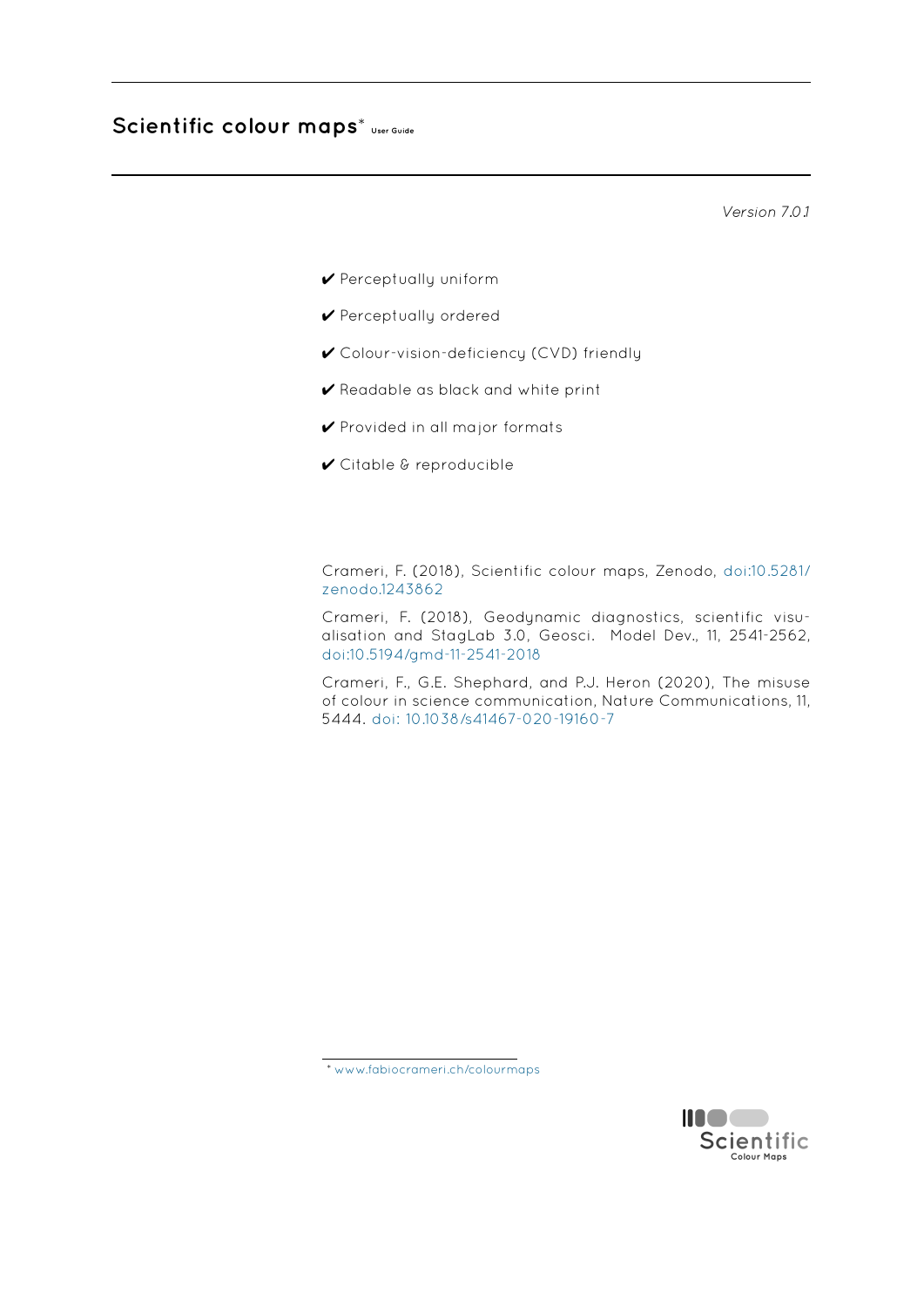# Scientific colour maps* User Guide

*Version 7.0.1*

✔ Perceptually uniform

✔ Perceptually ordered

✔ Colour-vision-deficiency (CVD) friendly

✔ Readable as black and white print

✔ Provided in all major formats

✔ Citable & reproducible

Crameri, F. (2018), Scientific colour maps, Zenodo, doi:10.5281/zenodo.1243862

Crameri, F. (2018), Geodynamic diagnostics, scientific visualisation and StagLab 3.0, Geosci. Model Dev., 11, 2541-2562, doi:10.5194/gmd-11-2541-2018

Crameri, F., G.E. Shephard, and P.J. Heron (2020), The misuse of colour in science communication, Nature Communications, 11, 5444. doi: 10.1038/s41467-020-19160-7

* www.fabiocrameri.ch/colourmaps

Scientific Colour Maps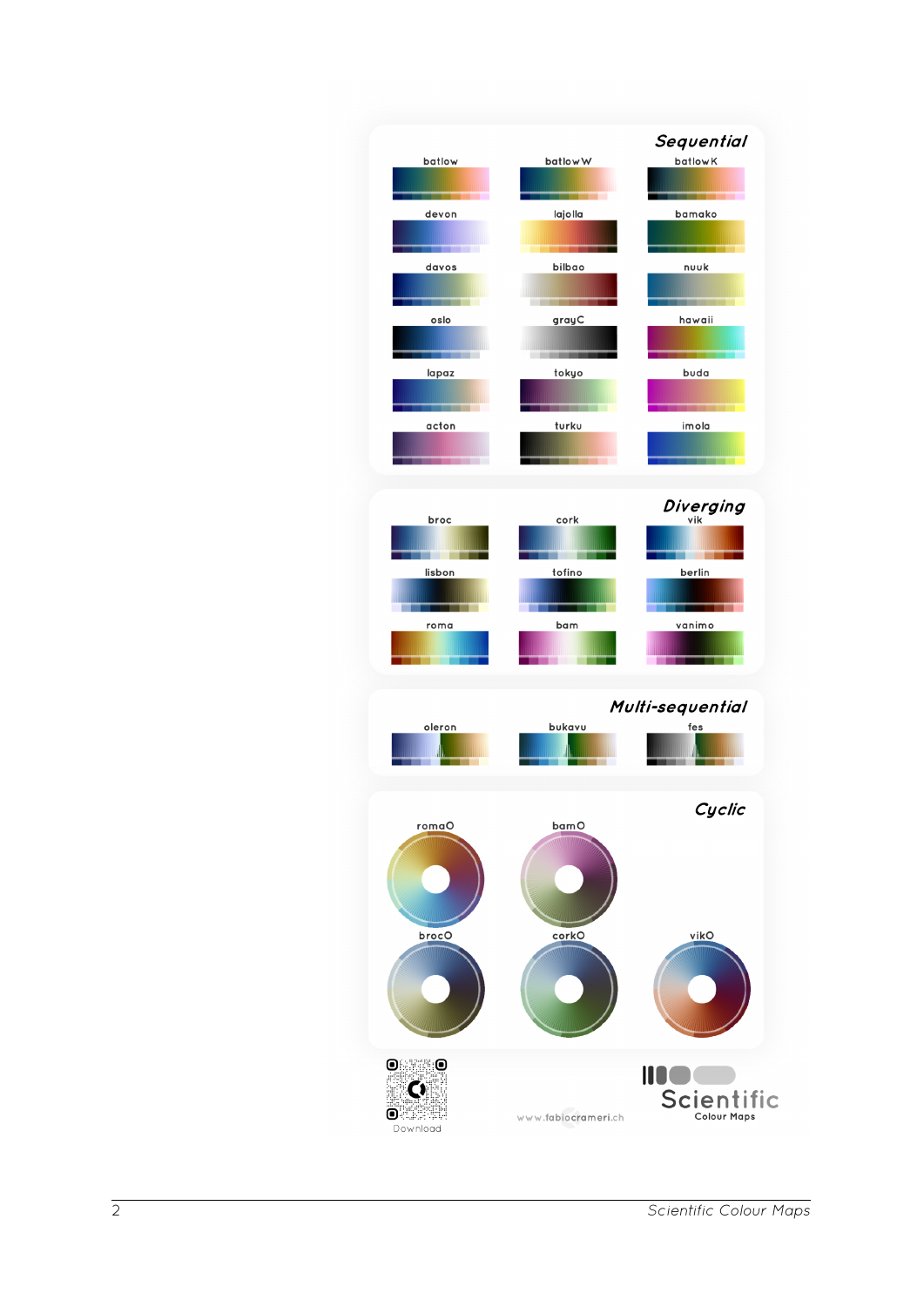## Sequential

batlow, batlowW, batlowK

devon, lajolla, bamako

davos, bilbao, nuuk

oslo, grayC, hawaii

lapaz, tokyo, buda

acton, turku, imola

## Diverging

broc, cork, vik

lisbon, tofino, berlin

roma, bam, vanimo

## Multi-sequential

oleron, bukavu, fes

## Cyclic

romaO, bamO

brocO, corkO, vikO

Download

www.fabiocrameri.ch

Scientific Colour Maps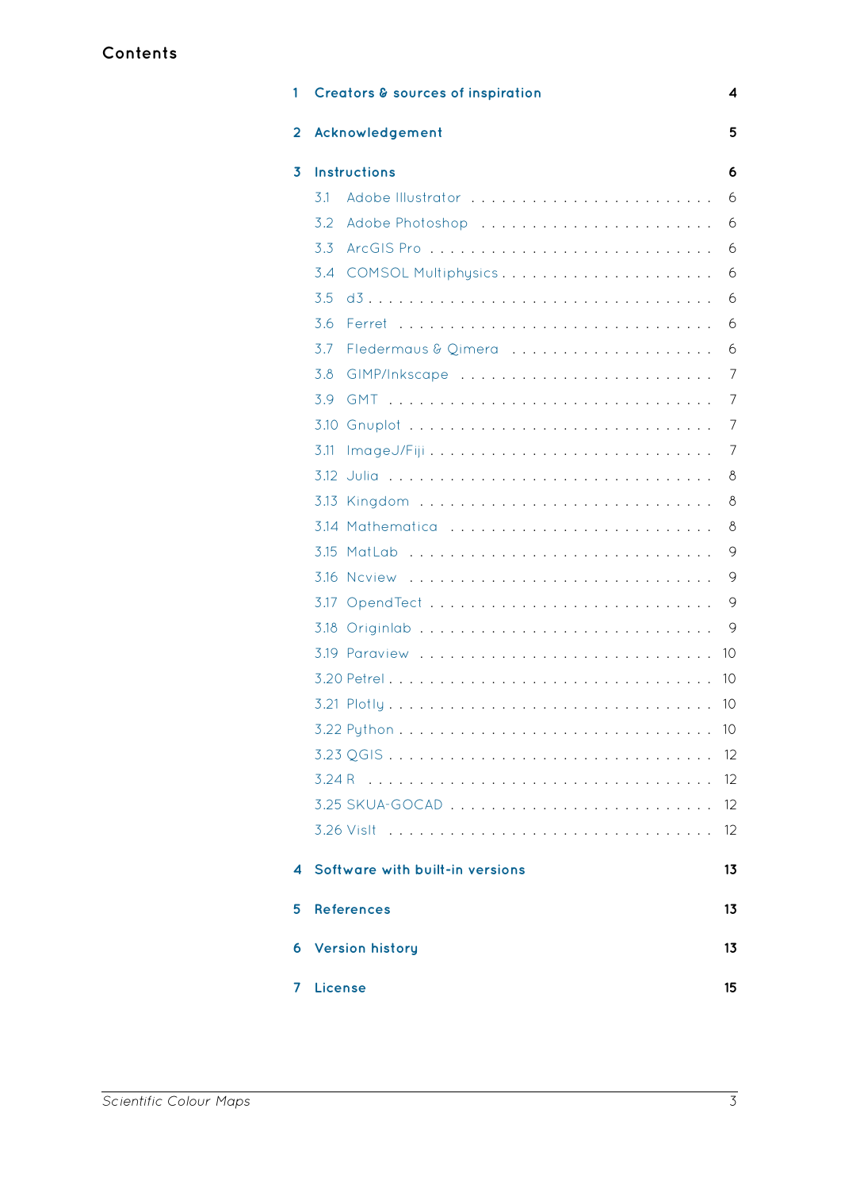# Contents

1 **Creators & sources of inspiration** **4**

2 **Acknowledgement** **5**

3 **Instructions** **6**

- 3.1 Adobe Illustrator . . . . . . . . . . . . . . . . . . . . . . . . 6
- 3.2 Adobe Photoshop . . . . . . . . . . . . . . . . . . . . . . . . 6
- 3.3 ArcGIS Pro . . . . . . . . . . . . . . . . . . . . . . . . . . . 6
- 3.4 COMSOL Multiphysics . . . . . . . . . . . . . . . . . . . . . 6
- 3.5 d3 . . . . . . . . . . . . . . . . . . . . . . . . . . . . . . . 6
- 3.6 Ferret . . . . . . . . . . . . . . . . . . . . . . . . . . . . . 6
- 3.7 Fledermaus & Qimera . . . . . . . . . . . . . . . . . . . . . 6
- 3.8 GIMP/Inkscape . . . . . . . . . . . . . . . . . . . . . . . . . 7
- 3.9 GMT . . . . . . . . . . . . . . . . . . . . . . . . . . . . . . 7
- 3.10 Gnuplot . . . . . . . . . . . . . . . . . . . . . . . . . . . . 7
- 3.11 ImageJ/Fiji . . . . . . . . . . . . . . . . . . . . . . . . . . 7
- 3.12 Julia . . . . . . . . . . . . . . . . . . . . . . . . . . . . . . 8
- 3.13 Kingdom . . . . . . . . . . . . . . . . . . . . . . . . . . . . 8
- 3.14 Mathematica . . . . . . . . . . . . . . . . . . . . . . . . . . 8
- 3.15 MatLab . . . . . . . . . . . . . . . . . . . . . . . . . . . . 9
- 3.16 Ncview . . . . . . . . . . . . . . . . . . . . . . . . . . . . 9
- 3.17 OpendTect . . . . . . . . . . . . . . . . . . . . . . . . . . 9
- 3.18 Originlab . . . . . . . . . . . . . . . . . . . . . . . . . . . 9
- 3.19 Paraview . . . . . . . . . . . . . . . . . . . . . . . . . . . 10
- 3.20 Petrel . . . . . . . . . . . . . . . . . . . . . . . . . . . . . 10
- 3.21 Plotly . . . . . . . . . . . . . . . . . . . . . . . . . . . . . 10
- 3.22 Python . . . . . . . . . . . . . . . . . . . . . . . . . . . . 10
- 3.23 QGIS . . . . . . . . . . . . . . . . . . . . . . . . . . . . . 12
- 3.24 R . . . . . . . . . . . . . . . . . . . . . . . . . . . . . . . 12
- 3.25 SKUA-GOCAD . . . . . . . . . . . . . . . . . . . . . . . . . 12
- 3.26 VisIt . . . . . . . . . . . . . . . . . . . . . . . . . . . . . 12

4 **Software with built-in versions** **13**

5 **References** **13**

6 **Version history** **13**

7 **License** **15**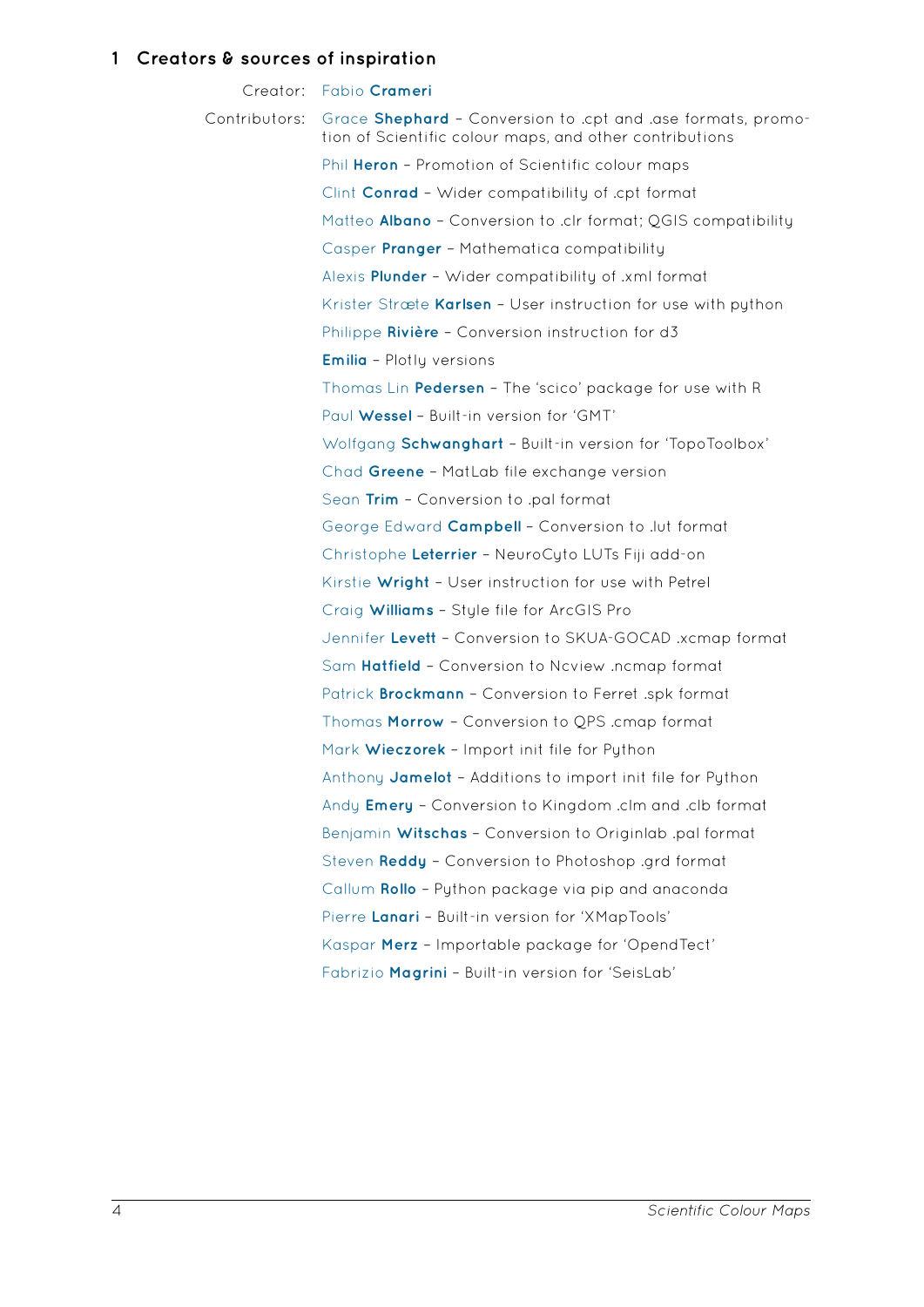# 1 Creators & sources of inspiration

Creator: Fabio **Crameri**

Contributors:

Grace **Shephard** – Conversion to .cpt and .ase formats, promotion of Scientific colour maps, and other contributions

Phil **Heron** – Promotion of Scientific colour maps

Clint **Conrad** – Wider compatibility of .cpt format

Matteo **Albano** – Conversion to .clr format; QGIS compatibility

Casper **Pranger** – Mathematica compatibility

Alexis **Plunder** – Wider compatibility of .xml format

Krister Stræte **Karlsen** – User instruction for use with python

Philippe **Rivière** – Conversion instruction for d3

**Emilia** – Plotly versions

Thomas Lin **Pedersen** – The 'scico' package for use with R

Paul **Wessel** – Built-in version for 'GMT'

Wolfgang **Schwanghart** – Built-in version for 'TopoToolbox'

Chad **Greene** – MatLab file exchange version

Sean **Trim** – Conversion to .pal format

George Edward **Campbell** – Conversion to .lut format

Christophe **Leterrier** – NeuroCyto LUTs Fiji add-on

Kirstie **Wright** – User instruction for use with Petrel

Craig **Williams** – Style file for ArcGIS Pro

Jennifer **Levett** – Conversion to SKUA-GOCAD .xcmap format

Sam **Hatfield** – Conversion to Ncview .ncmap format

Patrick **Brockmann** – Conversion to Ferret .spk format

Thomas **Morrow** – Conversion to QPS .cmap format

Mark **Wieczorek** – Import init file for Python

Anthony **Jamelot** – Additions to import init file for Python

Andy **Emery** – Conversion to Kingdom .clm and .clb format

Benjamin **Witschas** – Conversion to Originlab .pal format

Steven **Reddy** – Conversion to Photoshop .grd format

Callum **Rollo** – Python package via pip and anaconda

Pierre **Lanari** – Built-in version for 'XMapTools'

Kaspar **Merz** – Importable package for 'OpendTect'

Fabrizio **Magrini** – Built-in version for 'SeisLab'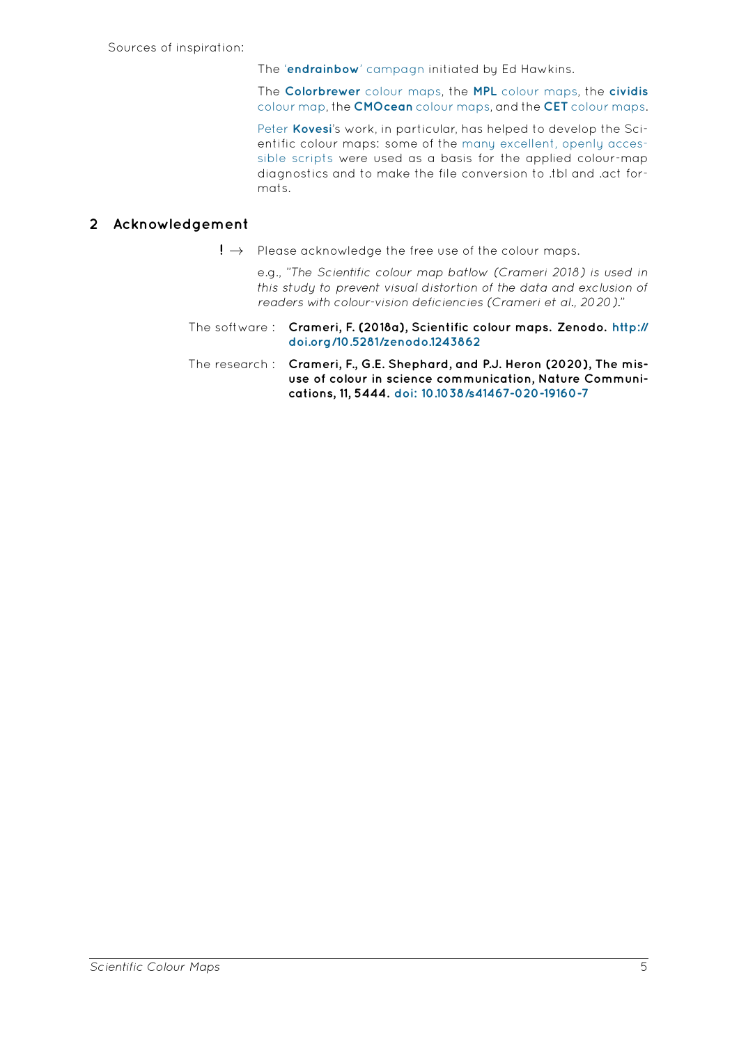Sources of inspiration:

The '**endrainbow**' campagn initiated by Ed Hawkins.

The **Colorbrewer** colour maps, the **MPL** colour maps, the **cividis** colour map, the **CMOcean** colour maps, and the **CET** colour maps.

Peter **Kovesi**'s work, in particular, has helped to develop the Scientific colour maps: some of the many excellent, openly accessible scripts were used as a basis for the applied colour-map diagnostics and to make the file conversion to .tbl and .act formats.

## 2 Acknowledgement

**!** → Please acknowledge the free use of the colour maps.

e.g., *"The Scientific colour map batlow (Crameri 2018) is used in this study to prevent visual distortion of the data and exclusion of readers with colour-vision deficiencies (Crameri et al., 2020)."*

The software : **Crameri, F. (2018a), Scientific colour maps. Zenodo. http://doi.org/10.5281/zenodo.1243862**

The research : **Crameri, F., G.E. Shephard, and P.J. Heron (2020), The misuse of colour in science communication, Nature Communications, 11, 5444. doi: 10.1038/s41467-020-19160-7**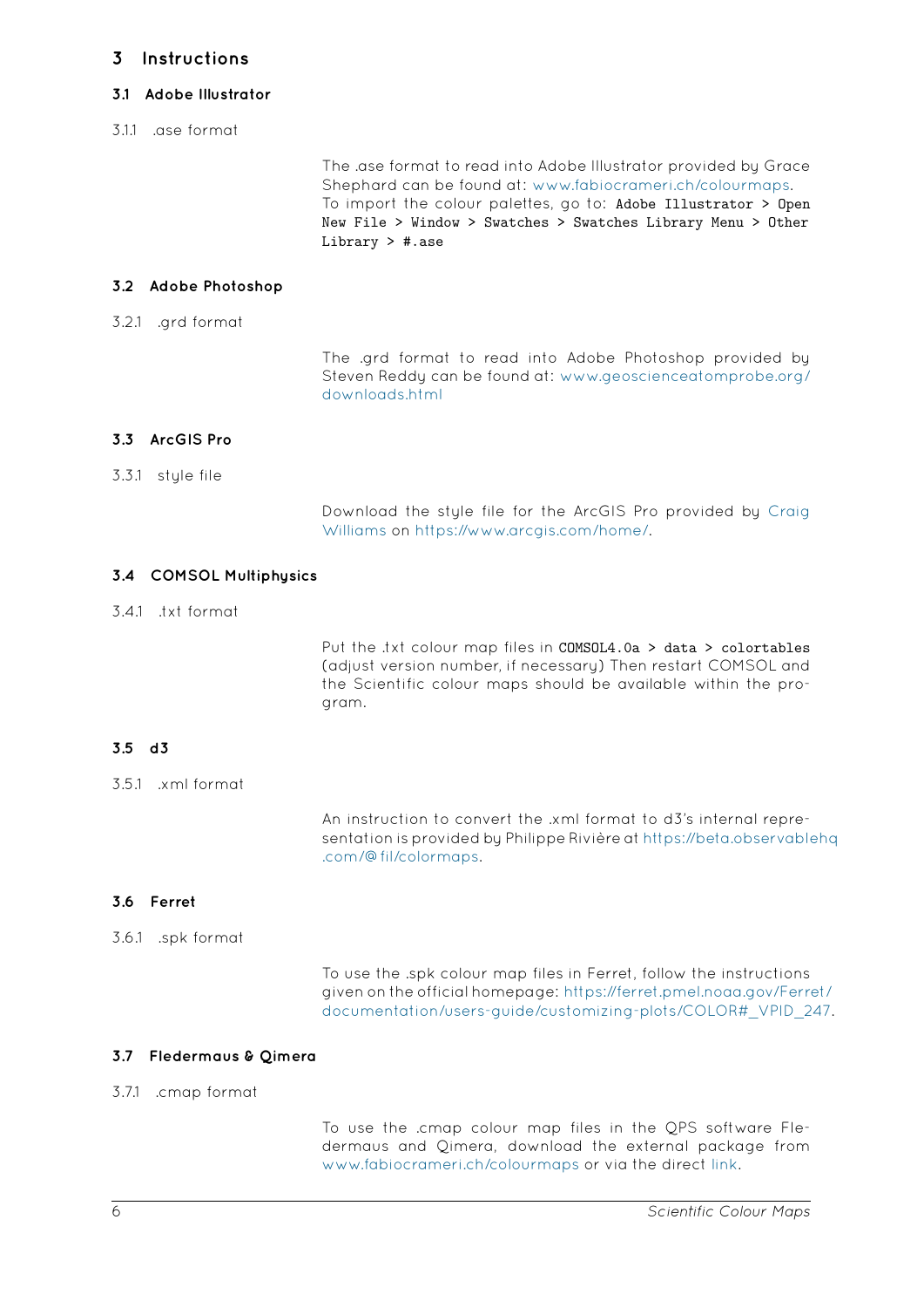# 3 Instructions

## 3.1 Adobe Illustrator

### 3.1.1 .ase format

The .ase format to read into Adobe Illustrator provided by Grace Shephard can be found at: www.fabiocrameri.ch/colourmaps. To import the colour palettes, go to: `Adobe Illustrator > Open New File > Window > Swatches > Swatches Library Menu > Other Library > #.ase`

## 3.2 Adobe Photoshop

### 3.2.1 .grd format

The .grd format to read into Adobe Photoshop provided by Steven Reddy can be found at: www.geoscienceatomprobe.org/downloads.html

## 3.3 ArcGIS Pro

### 3.3.1 style file

Download the style file for the ArcGIS Pro provided by Craig Williams on https://www.arcgis.com/home/.

## 3.4 COMSOL Multiphysics

### 3.4.1 .txt format

Put the .txt colour map files in `COMSOL4.0a > data > colortables` (adjust version number, if necessary) Then restart COMSOL and the Scientific colour maps should be available within the program.

## 3.5 d3

### 3.5.1 .xml format

An instruction to convert the .xml format to d3's internal representation is provided by Philippe Rivière at https://beta.observablehq.com/@fil/colormaps.

## 3.6 Ferret

### 3.6.1 .spk format

To use the .spk colour map files in Ferret, follow the instructions given on the official homepage: https://ferret.pmel.noaa.gov/Ferret/documentation/users-guide/customizing-plots/COLOR#_VPID_247.

## 3.7 Fledermaus & Qimera

### 3.7.1 .cmap format

To use the .cmap colour map files in the QPS software Fledermaus and Qimera, download the external package from www.fabiocrameri.ch/colourmaps or via the direct link.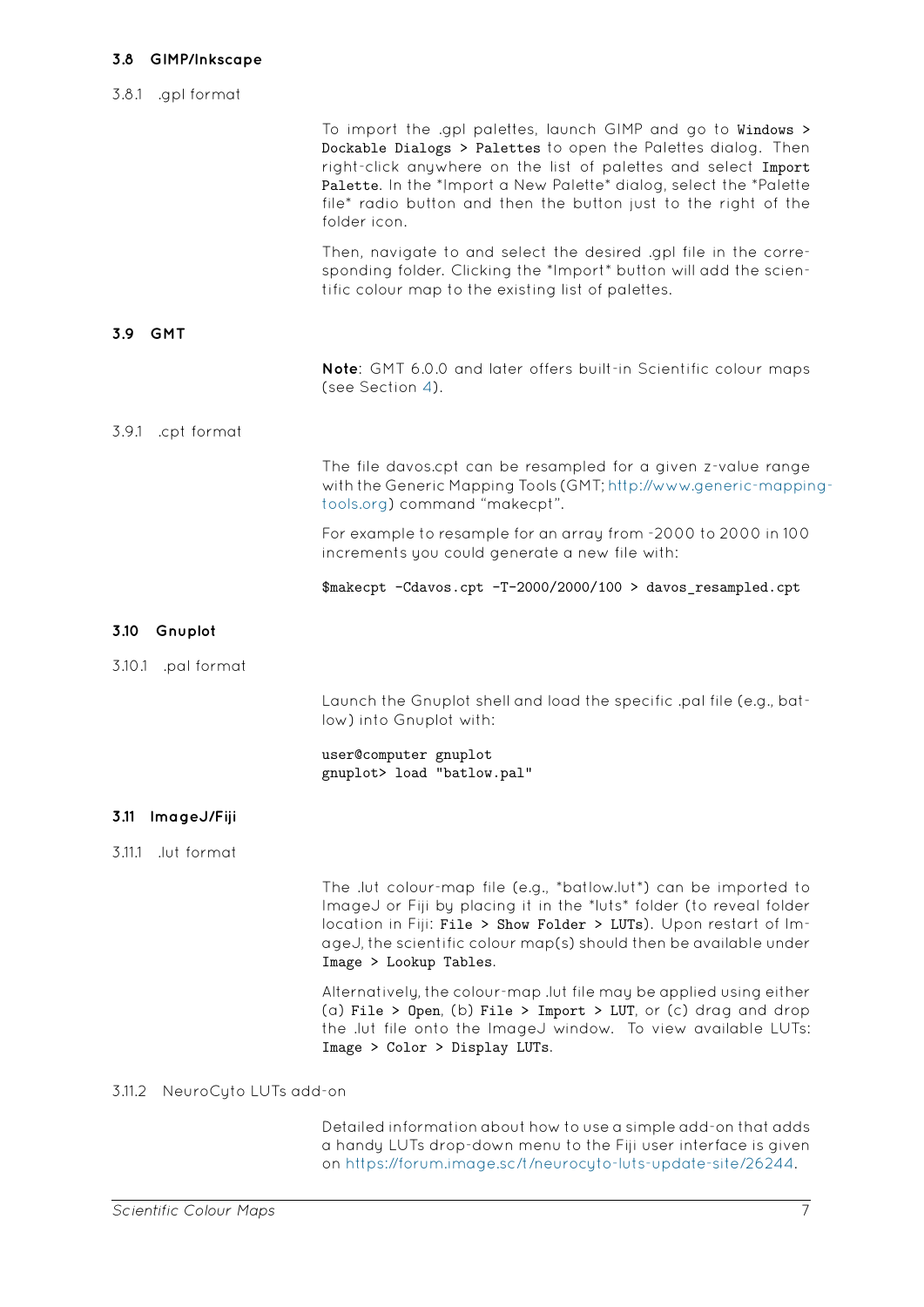### 3.8 GIMP/Inkscape

#### 3.8.1 .gpl format

To import the .gpl palettes, launch GIMP and go to `Windows > Dockable Dialogs > Palettes` to open the Palettes dialog. Then right-click anywhere on the list of palettes and select `Import Palette`. In the *Import a New Palette* dialog, select the *Palette file* radio button and then the button just to the right of the folder icon.

Then, navigate to and select the desired .gpl file in the corresponding folder. Clicking the *Import* button will add the scientific colour map to the existing list of palettes.

### 3.9 GMT

**Note**: GMT 6.0.0 and later offers built-in Scientific colour maps (see Section 4).

#### 3.9.1 .cpt format

The file davos.cpt can be resampled for a given z-value range with the Generic Mapping Tools (GMT; http://www.generic-mapping-tools.org) command "makecpt".

For example to resample for an array from -2000 to 2000 in 100 increments you could generate a new file with:

```
$makecpt -Cdavos.cpt -T-2000/2000/100 > davos_resampled.cpt
```

### 3.10 Gnuplot

#### 3.10.1 .pal format

Launch the Gnuplot shell and load the specific .pal file (e.g., batlow) into Gnuplot with:

```
user@computer gnuplot
gnuplot> load "batlow.pal"
```

### 3.11 ImageJ/Fiji

#### 3.11.1 .lut format

The .lut colour-map file (e.g., *batlow.lut*) can be imported to ImageJ or Fiji by placing it in the *luts* folder (to reveal folder location in Fiji: `File > Show Folder > LUTs`). Upon restart of ImageJ, the scientific colour map(s) should then be available under `Image > Lookup Tables`.

Alternatively, the colour-map .lut file may be applied using either (a) `File > Open`, (b) `File > Import > LUT`, or (c) drag and drop the .lut file onto the ImageJ window. To view available LUTs: `Image > Color > Display LUTs`.

#### 3.11.2 NeuroCyto LUTs add-on

Detailed information about how to use a simple add-on that adds a handy LUTs drop-down menu to the Fiji user interface is given on https://forum.image.sc/t/neurocyto-luts-update-site/26244.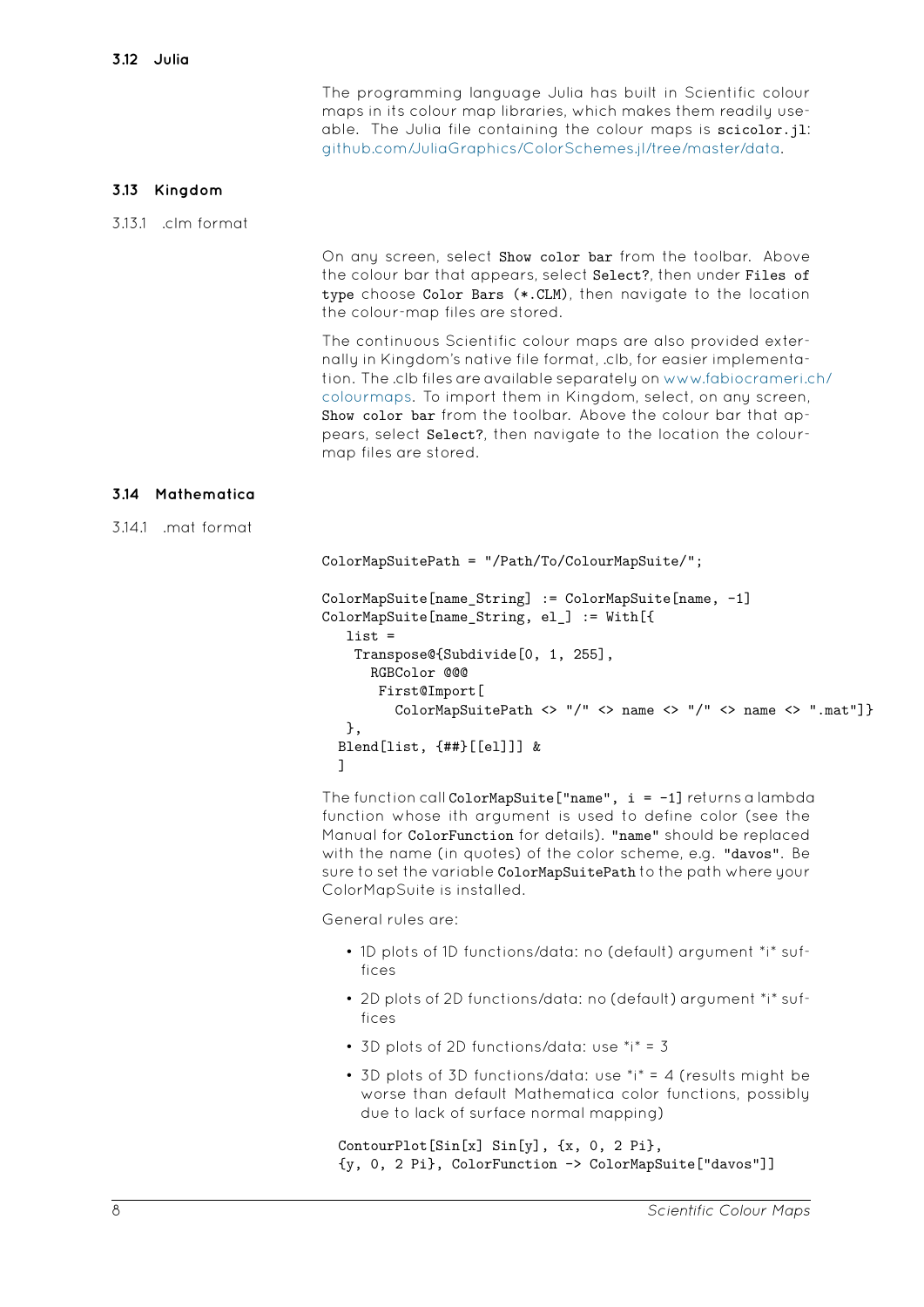## 3.12 Julia

The programming language Julia has built in Scientific colour maps in its colour map libraries, which makes them readily useable. The Julia file containing the colour maps is `scicolor.jl`: github.com/JuliaGraphics/ColorSchemes.jl/tree/master/data.

## 3.13 Kingdom

### 3.13.1 .clm format

On any screen, select `Show color bar` from the toolbar. Above the colour bar that appears, select `Select?`, then under `Files of type` choose `Color Bars (*.CLM)`, then navigate to the location the colour-map files are stored.

The continuous Scientific colour maps are also provided externally in Kingdom's native file format, .clb, for easier implementation. The .clb files are available separately on www.fabiocrameri.ch/colourmaps. To import them in Kingdom, select, on any screen, `Show color bar` from the toolbar. Above the colour bar that appears, select `Select?`, then navigate to the location the colour-map files are stored.

## 3.14 Mathematica

### 3.14.1 .mat format

```
ColorMapSuitePath = "/Path/To/ColourMapSuite/";

ColorMapSuite[name_String] := ColorMapSuite[name, -1]
ColorMapSuite[name_String, el_] := With[{
   list =
    Transpose@{Subdivide[0, 1, 255],
      RGBColor @@@
       First@Import[
         ColorMapSuitePath <> "/" <> name <> "/" <> name <> ".mat"]}
   },
  Blend[list, {##}[[el]]] &
  ]
```

The function call `ColorMapSuite["name", i = -1]` returns a lambda function whose ith argument is used to define color (see the Manual for `ColorFunction` for details). `"name"` should be replaced with the name (in quotes) of the color scheme, e.g. `"davos"`. Be sure to set the variable `ColorMapSuitePath` to the path where your ColorMapSuite is installed.

General rules are:

- 1D plots of 1D functions/data: no (default) argument *i* suffices
- 2D plots of 2D functions/data: no (default) argument *i* suffices
- 3D plots of 2D functions/data: use *i* = 3
- 3D plots of 3D functions/data: use *i* = 4 (results might be worse than default Mathematica color functions, possibly due to lack of surface normal mapping)

```
ContourPlot[Sin[x] Sin[y], {x, 0, 2 Pi},
{y, 0, 2 Pi}, ColorFunction -> ColorMapSuite["davos"]]
```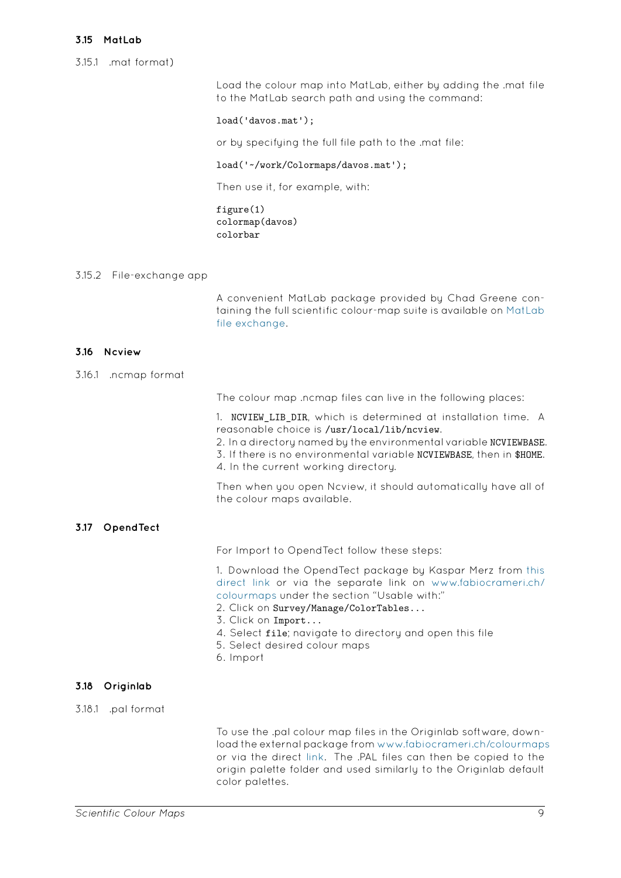### 3.15 MatLab

#### 3.15.1 .mat format)

Load the colour map into MatLab, either by adding the .mat file to the MatLab search path and using the command:

```
load('davos.mat');
```

or by specifying the full file path to the .mat file:

```
load('~/work/Colormaps/davos.mat');
```

Then use it, for example, with:

```
figure(1)
colormap(davos)
colorbar
```

#### 3.15.2 File-exchange app

A convenient MatLab package provided by Chad Greene containing the full scientific colour-map suite is available on MatLab file exchange.

### 3.16 Ncview

#### 3.16.1 .ncmap format

The colour map .ncmap files can live in the following places:

1. `NCVIEW_LIB_DIR`, which is determined at installation time. A reasonable choice is `/usr/local/lib/ncview`.
2. In a directory named by the environmental variable `NCVIEWBASE`.
3. If there is no environmental variable `NCVIEWBASE`, then in `$HOME`.
4. In the current working directory.

Then when you open Ncview, it should automatically have all of the colour maps available.

### 3.17 OpendTect

For Import to OpendTect follow these steps:

1. Download the OpendTect package by Kaspar Merz from this direct link or via the separate link on www.fabiocrameri.ch/colourmaps under the section "Usable with:"
2. Click on `Survey/Manage/ColorTables...`
3. Click on `Import...`
4. Select `file`; navigate to directory and open this file
5. Select desired colour maps
6. Import

### 3.18 Originlab

#### 3.18.1 .pal format

To use the .pal colour map files in the Originlab software, download the external package from www.fabiocrameri.ch/colourmaps or via the direct link. The .PAL files can then be copied to the origin palette folder and used similarly to the Originlab default color palettes.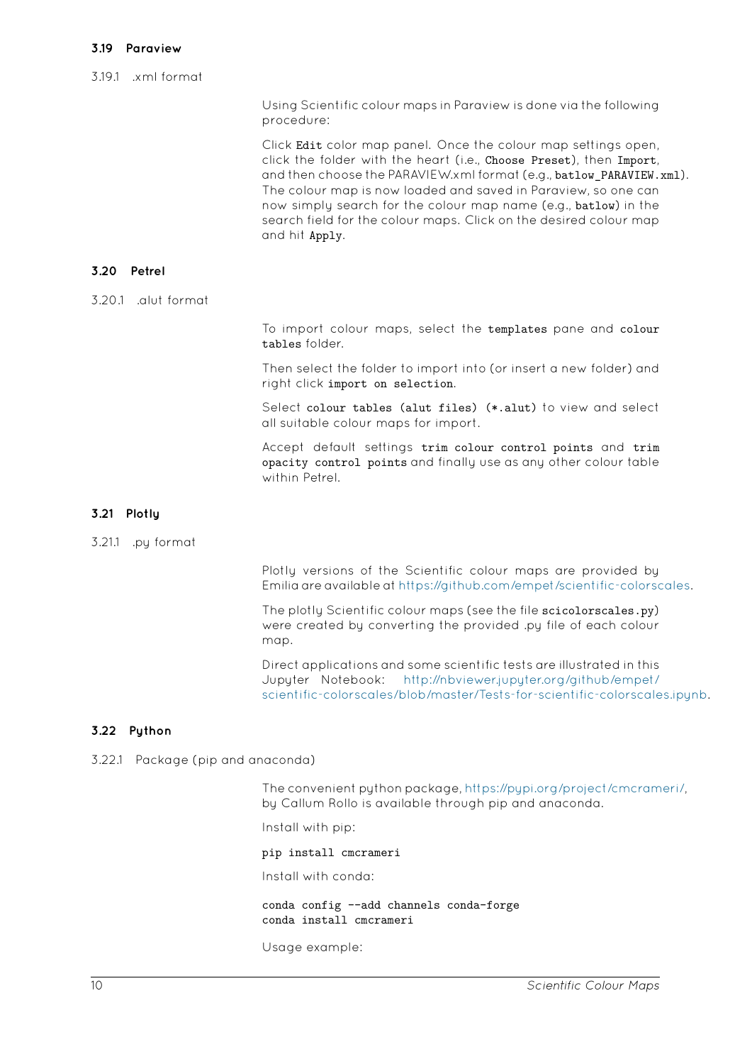### 3.19 Paraview

#### 3.19.1 .xml format

Using Scientific colour maps in Paraview is done via the following procedure:

Click `Edit` color map panel. Once the colour map settings open, click the folder with the heart (i.e., `Choose Preset`), then `Import`, and then choose the PARAVIEW.xml format (e.g., `batlow_PARAVIEW.xml`). The colour map is now loaded and saved in Paraview, so one can now simply search for the colour map name (e.g., `batlow`) in the search field for the colour maps. Click on the desired colour map and hit `Apply`.

### 3.20 Petrel

#### 3.20.1 .alut format

To import colour maps, select the `templates` pane and `colour tables` folder.

Then select the folder to import into (or insert a new folder) and right click `import on selection`.

Select `colour tables (alut files) (*.alut)` to view and select all suitable colour maps for import.

Accept default settings `trim colour control points` and `trim opacity control points` and finally use as any other colour table within Petrel.

### 3.21 Plotly

#### 3.21.1 .py format

Plotly versions of the Scientific colour maps are provided by Emilia are available at https://github.com/empet/scientific-colorscales.

The plotly Scientific colour maps (see the file `scicolorscales.py`) were created by converting the provided .py file of each colour map.

Direct applications and some scientific tests are illustrated in this Jupyter Notebook: http://nbviewer.jupyter.org/github/empet/scientific-colorscales/blob/master/Tests-for-scientific-colorscales.ipynb.

### 3.22 Python

#### 3.22.1 Package (pip and anaconda)

The convenient python package, https://pypi.org/project/cmcrameri/, by Callum Rollo is available through pip and anaconda.

Install with pip:

```
pip install cmcrameri
```

Install with conda:

```
conda config --add channels conda-forge
conda install cmcrameri
```

Usage example: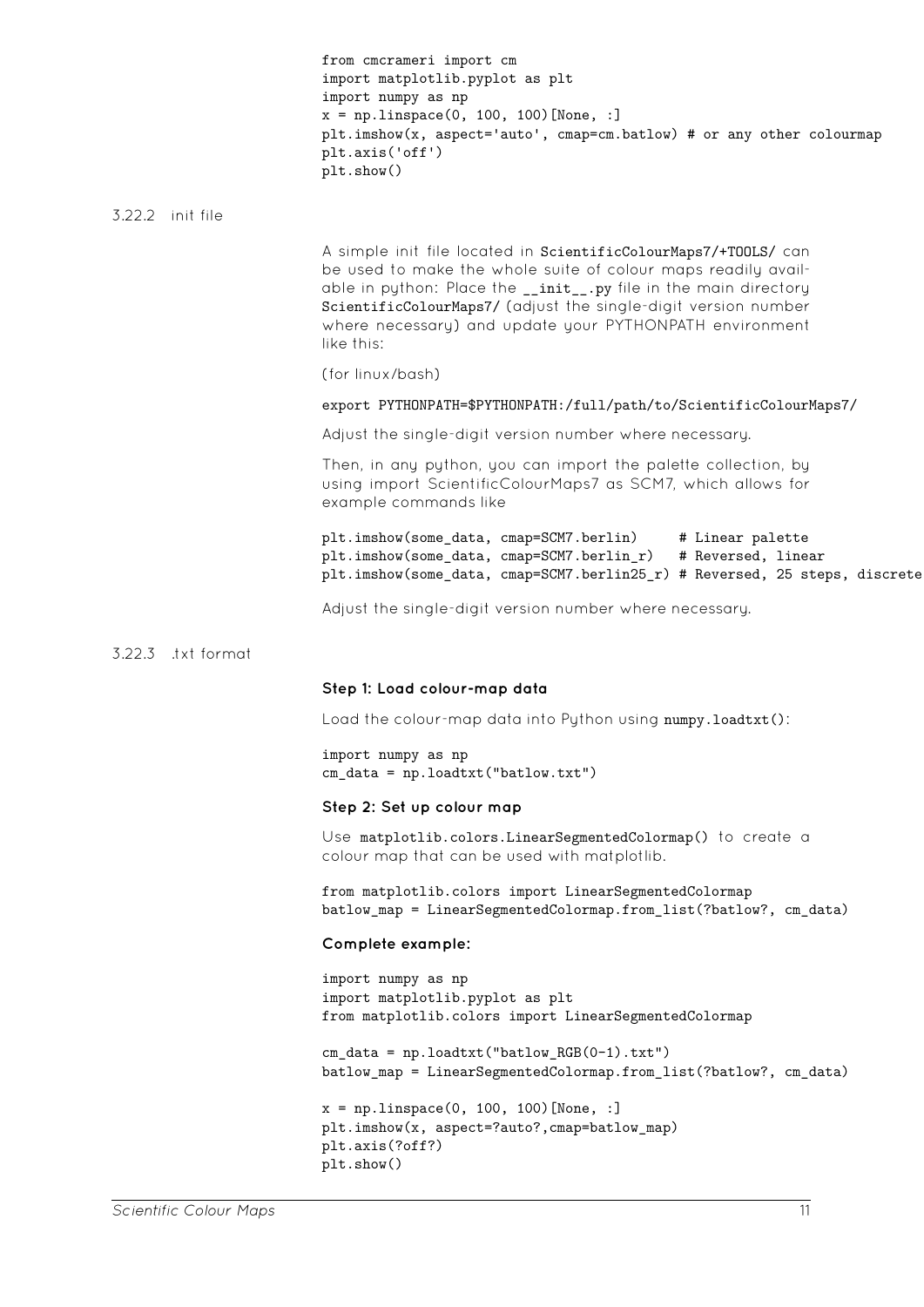```
from cmcrameri import cm
import matplotlib.pyplot as plt
import numpy as np
x = np.linspace(0, 100, 100)[None, :]
plt.imshow(x, aspect='auto', cmap=cm.batlow) # or any other colourmap
plt.axis('off')
plt.show()
```

### 3.22.2 init file

A simple init file located in ScientificColourMaps7/+TOOLS/ can be used to make the whole suite of colour maps readily available in python: Place the `__init__.py` file in the main directory ScientificColourMaps7/ (adjust the single-digit version number where necessary) and update your PYTHONPATH environment like this:

(for linux/bash)

```
export PYTHONPATH=$PYTHONPATH:/full/path/to/ScientificColourMaps7/
```

Adjust the single-digit version number where necessary.

Then, in any python, you can import the palette collection, by using import ScientificColourMaps7 as SCM7, which allows for example commands like

```
plt.imshow(some_data, cmap=SCM7.berlin)     # Linear palette
plt.imshow(some_data, cmap=SCM7.berlin_r)   # Reversed, linear
plt.imshow(some_data, cmap=SCM7.berlin25_r) # Reversed, 25 steps, discrete
```

Adjust the single-digit version number where necessary.

### 3.22.3 .txt format

**Step 1: Load colour-map data**

Load the colour-map data into Python using `numpy.loadtxt()`:

```
import numpy as np
cm_data = np.loadtxt("batlow.txt")
```

**Step 2: Set up colour map**

Use `matplotlib.colors.LinearSegmentedColormap()` to create a colour map that can be used with matplotlib.

```
from matplotlib.colors import LinearSegmentedColormap
batlow_map = LinearSegmentedColormap.from_list(?batlow?, cm_data)
```

**Complete example:**

```
import numpy as np
import matplotlib.pyplot as plt
from matplotlib.colors import LinearSegmentedColormap

cm_data = np.loadtxt("batlow_RGB(0-1).txt")
batlow_map = LinearSegmentedColormap.from_list(?batlow?, cm_data)

x = np.linspace(0, 100, 100)[None, :]
plt.imshow(x, aspect=?auto?,cmap=batlow_map)
plt.axis(?off?)
plt.show()
```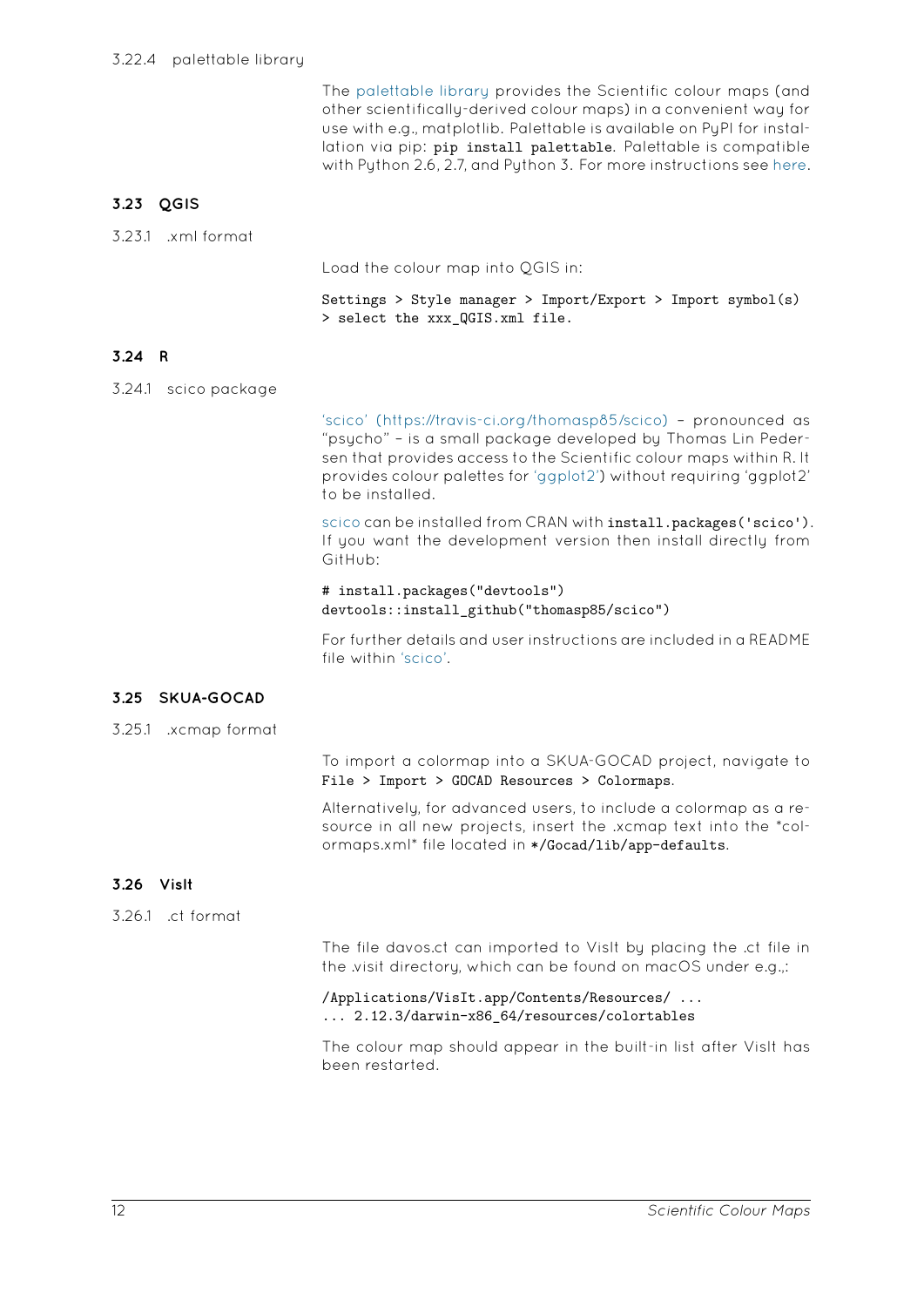#### 3.22.4 palettable library

The palettable library provides the Scientific colour maps (and other scientifically-derived colour maps) in a convenient way for use with e.g., matplotlib. Palettable is available on PyPI for installation via pip: `pip install palettable`. Palettable is compatible with Python 2.6, 2.7, and Python 3. For more instructions see here.

### 3.23 QGIS

#### 3.23.1 .xml format

Load the colour map into QGIS in:

```
Settings > Style manager > Import/Export > Import symbol(s)
> select the xxx_QGIS.xml file.
```

### 3.24 R

#### 3.24.1 scico package

'scico' (https://travis-ci.org/thomasp85/scico) – pronounced as "psycho" – is a small package developed by Thomas Lin Pedersen that provides access to the Scientific colour maps within R. It provides colour palettes for 'ggplot2') without requiring 'ggplot2' to be installed.

scico can be installed from CRAN with `install.packages('scico')`. If you want the development version then install directly from GitHub:

```
# install.packages("devtools")
devtools::install_github("thomasp85/scico")
```

For further details and user instructions are included in a README file within 'scico'.

### 3.25 SKUA-GOCAD

#### 3.25.1 .xcmap format

To import a colormap into a SKUA-GOCAD project, navigate to `File > Import > GOCAD Resources > Colormaps`.

Alternatively, for advanced users, to include a colormap as a resource in all new projects, insert the .xcmap text into the *colormaps.xml* file located in `*/Gocad/lib/app-defaults`.

### 3.26 VisIt

#### 3.26.1 .ct format

The file davos.ct can imported to VisIt by placing the .ct file in the .visit directory, which can be found on macOS under e.g.,:

```
/Applications/VisIt.app/Contents/Resources/ ...
... 2.12.3/darwin-x86_64/resources/colortables
```

The colour map should appear in the built-in list after VisIt has been restarted.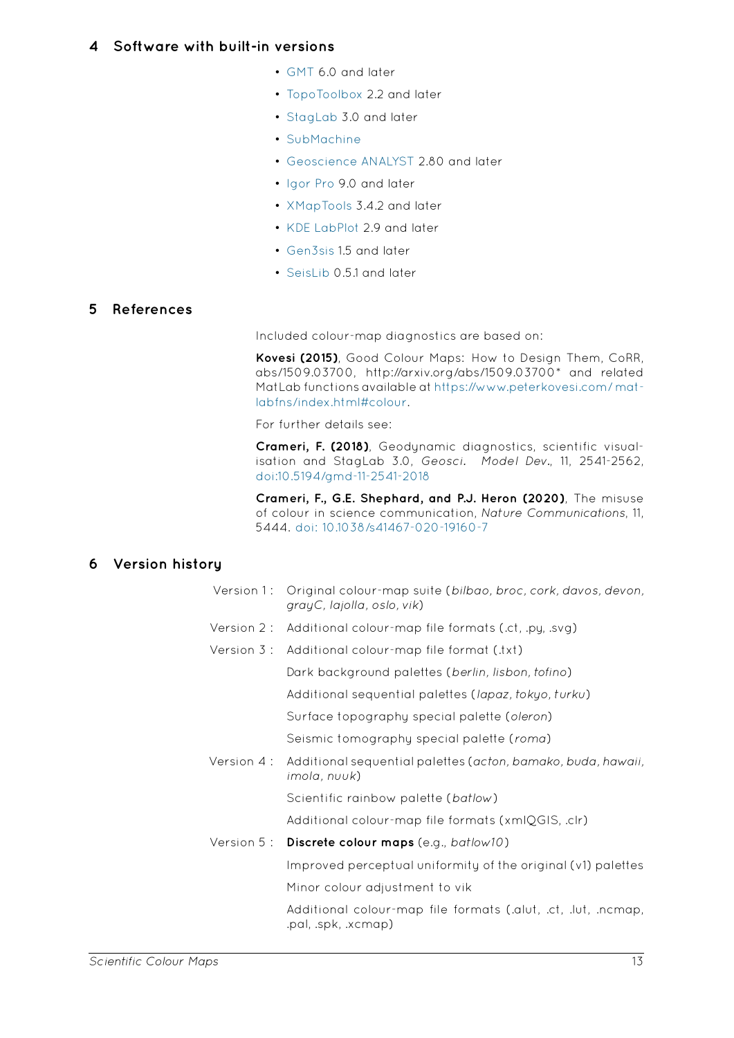## 4 Software with built-in versions

- GMT 6.0 and later
- TopoToolbox 2.2 and later
- StagLab 3.0 and later
- SubMachine
- Geoscience ANALYST 2.80 and later
- Igor Pro 9.0 and later
- XMapTools 3.4.2 and later
- KDE LabPlot 2.9 and later
- Gen3sis 1.5 and later
- SeisLib 0.5.1 and later

## 5 References

Included colour-map diagnostics are based on:

**Kovesi (2015)**, Good Colour Maps: How to Design Them, CoRR, abs/1509.03700, http://arxiv.org/abs/1509.03700* and related MatLab functions available at https://www.peterkovesi.com/matlabfns/index.html#colour.

For further details see:

**Crameri, F. (2018)**, Geodynamic diagnostics, scientific visualisation and StagLab 3.0, *Geosci. Model Dev.*, 11, 2541-2562, doi:10.5194/gmd-11-2541-2018

**Crameri, F., G.E. Shephard, and P.J. Heron (2020)**, The misuse of colour in science communication, *Nature Communications*, 11, 5444. doi: 10.1038/s41467-020-19160-7

## 6 Version history

Version 1 : Original colour-map suite (*bilbao*, *broc*, *cork*, *davos*, *devon*, *grayC*, *lajolla*, *oslo*, *vik*)

Version 2 : Additional colour-map file formats (.ct, .py, .svg)

Version 3 : Additional colour-map file format (.txt)

Dark background palettes (*berlin*, *lisbon*, *tofino*)

Additional sequential palettes (*lapaz*, *tokyo*, *turku*)

Surface topography special palette (*oleron*)

Seismic tomography special palette (*roma*)

Version 4 : Additional sequential palettes (*acton*, *bamako*, *buda*, *hawaii*, *imola*, *nuuk*)

Scientific rainbow palette (*batlow*)

Additional colour-map file formats (xmlQGIS, .clr)

Version 5 : **Discrete colour maps** (e.g., *batlow10*)

Improved perceptual uniformity of the original (v1) palettes

Minor colour adjustment to vik

Additional colour-map file formats (.alut, .ct, .lut, .ncmap, .pal, .spk, .xcmap)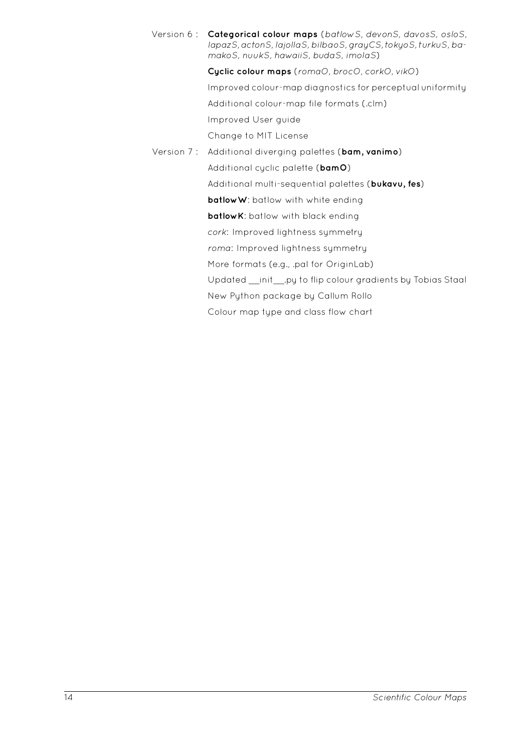Version 6 : **Categorical colour maps** (*batlowS, devonS, davosS, osloS, lapazS, actonS, lajollaS, bilbaoS, grayCS, tokyoS, turkuS, bamakoS, nuukS, hawaiiS, budaS, imolaS*)

**Cyclic colour maps** (*romaO, brocO, corkO, vikO*)

Improved colour-map diagnostics for perceptual uniformity

Additional colour-map file formats (.clm)

Improved User guide

Change to MIT License

Version 7 : Additional diverging palettes (**bam, vanimo**)

Additional cyclic palette (**bamO**)

Additional multi-sequential palettes (**bukavu, fes**)

**batlowW**: batlow with white ending

**batlowK**: batlow with black ending

*cork*: Improved lightness symmetry

*roma*: Improved lightness symmetry

More formats (e.g., .pal for OriginLab)

Updated __init__.py to flip colour gradients by Tobias Staal

New Python package by Callum Rollo

Colour map type and class flow chart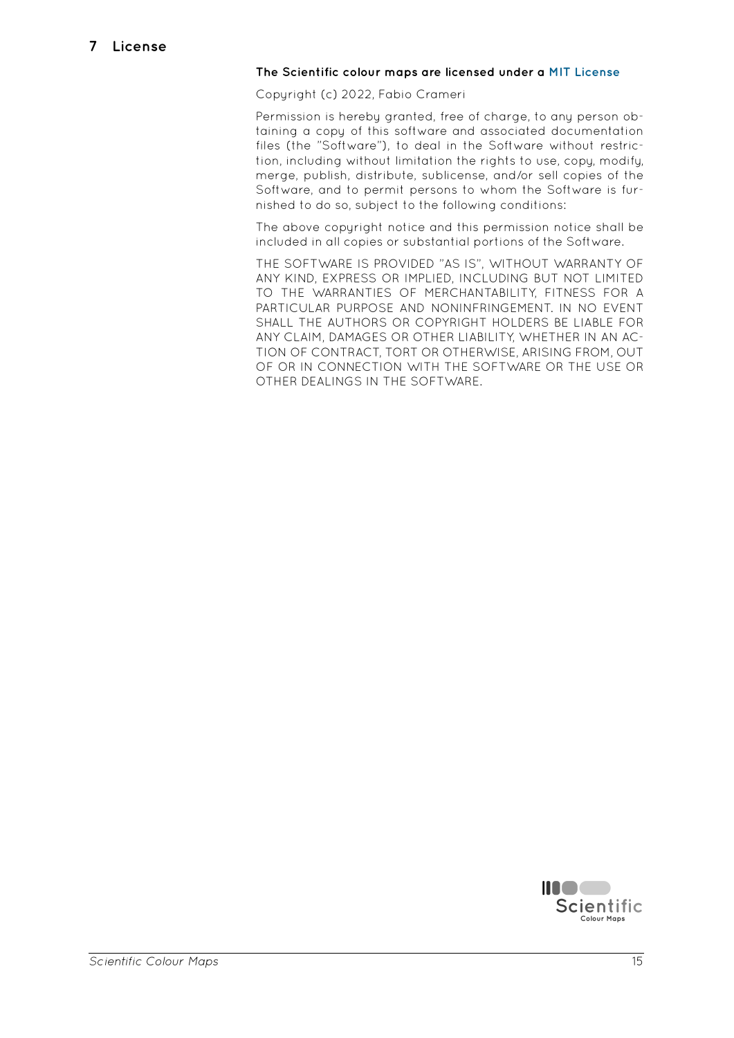## 7 License

**The Scientific colour maps are licensed under a MIT License**

Copyright (c) 2022, Fabio Crameri

Permission is hereby granted, free of charge, to any person obtaining a copy of this software and associated documentation files (the "Software"), to deal in the Software without restriction, including without limitation the rights to use, copy, modify, merge, publish, distribute, sublicense, and/or sell copies of the Software, and to permit persons to whom the Software is furnished to do so, subject to the following conditions:

The above copyright notice and this permission notice shall be included in all copies or substantial portions of the Software.

THE SOFTWARE IS PROVIDED "AS IS", WITHOUT WARRANTY OF ANY KIND, EXPRESS OR IMPLIED, INCLUDING BUT NOT LIMITED TO THE WARRANTIES OF MERCHANTABILITY, FITNESS FOR A PARTICULAR PURPOSE AND NONINFRINGEMENT. IN NO EVENT SHALL THE AUTHORS OR COPYRIGHT HOLDERS BE LIABLE FOR ANY CLAIM, DAMAGES OR OTHER LIABILITY, WHETHER IN AN ACTION OF CONTRACT, TORT OR OTHERWISE, ARISING FROM, OUT OF OR IN CONNECTION WITH THE SOFTWARE OR THE USE OR OTHER DEALINGS IN THE SOFTWARE.